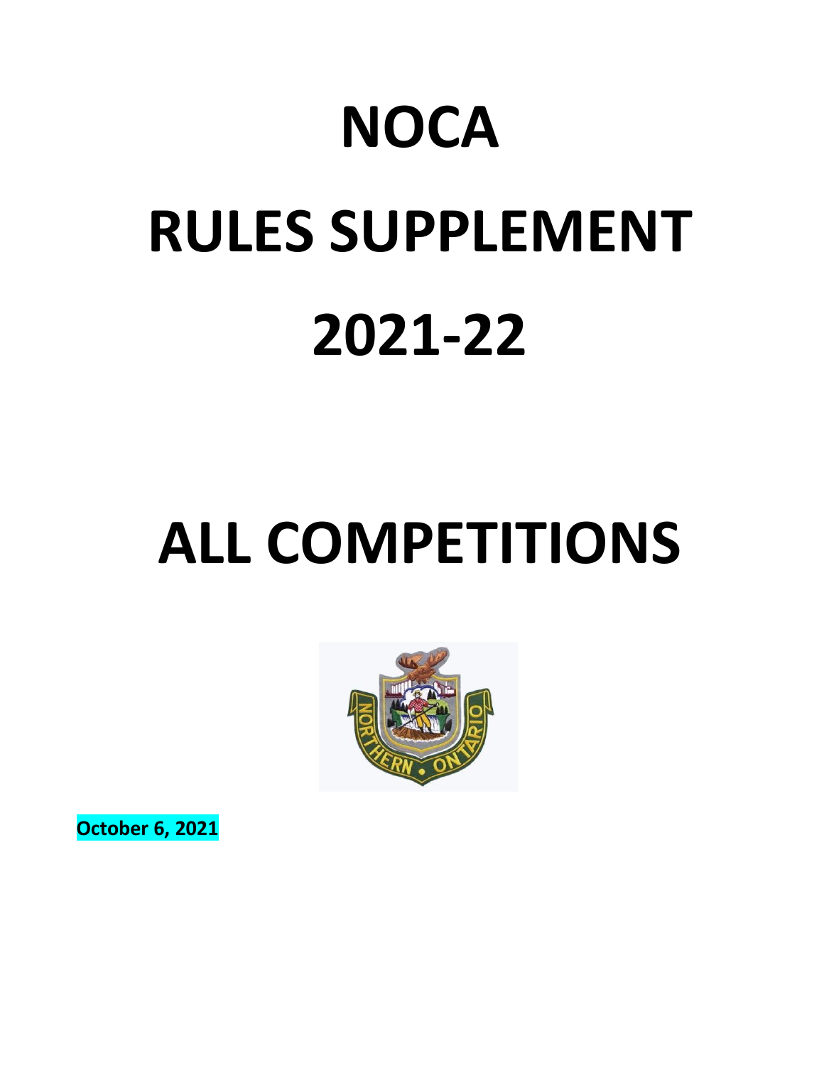# NOCA

# RULES SUPPLEMENT

# 2021-22

# ALL COMPETITIONS

**October 6, 2021**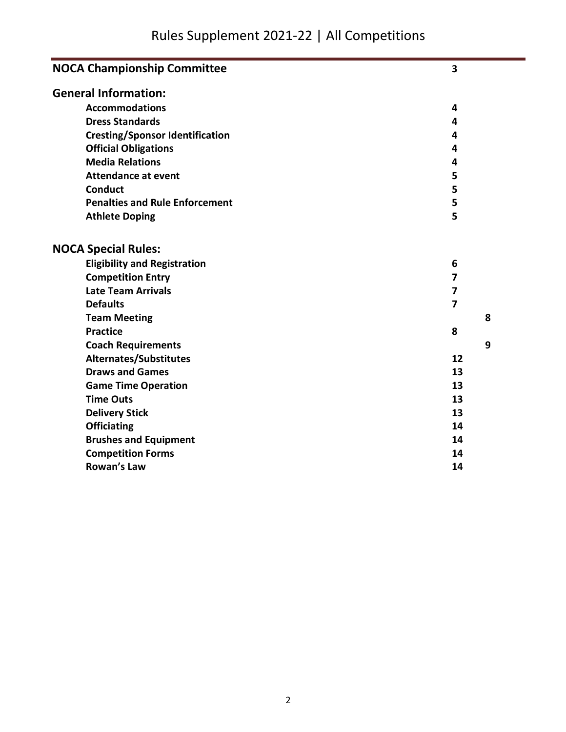# Rules Supplement 2021-22 | All Competitions

| | |
|---|---|
| **NOCA Championship Committee** | **3** |
| **General Information:** | |
| **Accommodations** | **4** |
| **Dress Standards** | **4** |
| **Cresting/Sponsor Identification** | **4** |
| **Official Obligations** | **4** |
| **Media Relations** | **4** |
| **Attendance at event** | **5** |
| **Conduct** | **5** |
| **Penalties and Rule Enforcement** | **5** |
| **Athlete Doping** | **5** |
| **NOCA Special Rules:** | |
| **Eligibility and Registration** | **6** |
| **Competition Entry** | **7** |
| **Late Team Arrivals** | **7** |
| **Defaults** | **7** |
| **Team Meeting** | **8** |
| **Practice** | **8** |
| **Coach Requirements** | **9** |
| **Alternates/Substitutes** | **12** |
| **Draws and Games** | **13** |
| **Game Time Operation** | **13** |
| **Time Outs** | **13** |
| **Delivery Stick** | **13** |
| **Officiating** | **14** |
| **Brushes and Equipment** | **14** |
| **Competition Forms** | **14** |
| **Rowan's Law** | **14** |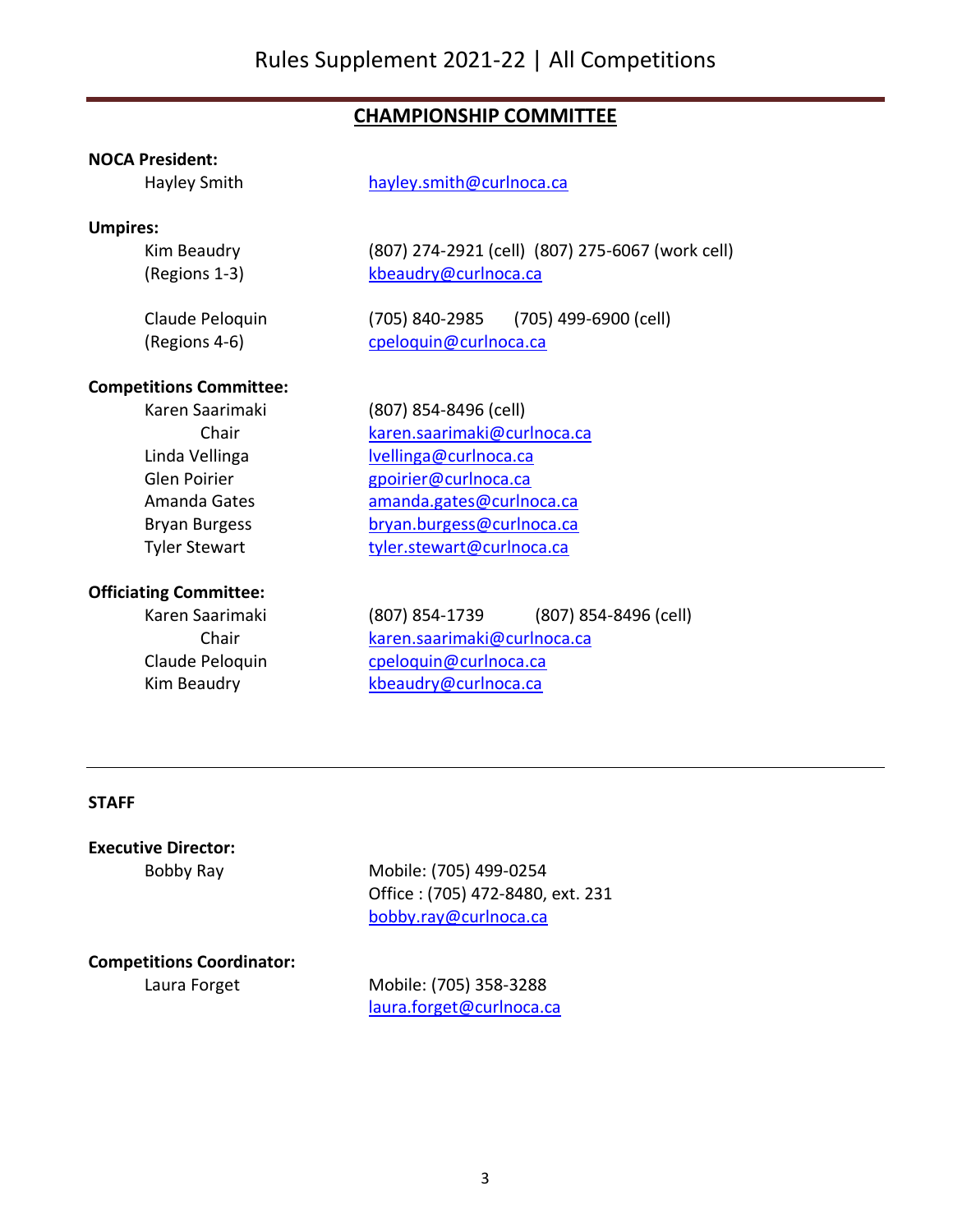## CHAMPIONSHIP COMMITTEE

**NOCA President:**

Hayley Smith — hayley.smith@curlnoca.ca

**Umpires:**

Kim Beaudry (Regions 1-3) — (807) 274-2921 (cell) (807) 275-6067 (work cell) — kbeaudry@curlnoca.ca

Claude Peloquin (Regions 4-6) — (705) 840-2985 (705) 499-6900 (cell) — cpeloquin@curlnoca.ca

**Competitions Committee:**

Karen Saarimaki, Chair — (807) 854-8496 (cell) — karen.saarimaki@curlnoca.ca
Linda Vellinga — lvellinga@curlnoca.ca
Glen Poirier — gpoirier@curlnoca.ca
Amanda Gates — amanda.gates@curlnoca.ca
Bryan Burgess — bryan.burgess@curlnoca.ca
Tyler Stewart — tyler.stewart@curlnoca.ca

**Officiating Committee:**

Karen Saarimaki, Chair — (807) 854-1739 (807) 854-8496 (cell) — karen.saarimaki@curlnoca.ca
Claude Peloquin — cpeloquin@curlnoca.ca
Kim Beaudry — kbeaudry@curlnoca.ca

---

**STAFF**

**Executive Director:**

Bobby Ray
Mobile: (705) 499-0254
Office : (705) 472-8480, ext. 231
bobby.ray@curlnoca.ca

**Competitions Coordinator:**

Laura Forget
Mobile: (705) 358-3288
laura.forget@curlnoca.ca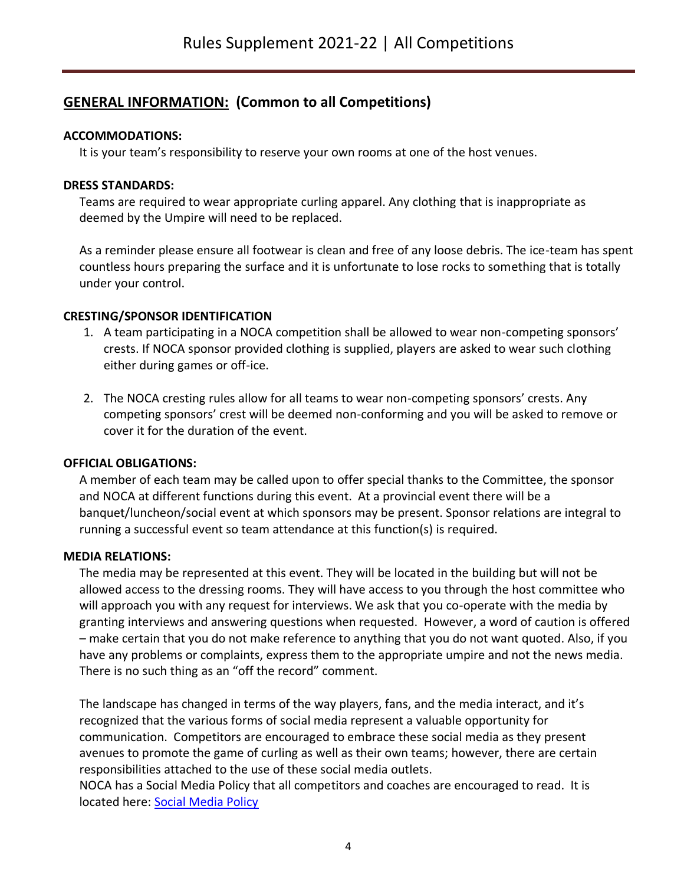## GENERAL INFORMATION: (Common to all Competitions)

**ACCOMMODATIONS:**

It is your team's responsibility to reserve your own rooms at one of the host venues.

**DRESS STANDARDS:**

Teams are required to wear appropriate curling apparel. Any clothing that is inappropriate as deemed by the Umpire will need to be replaced.

As a reminder please ensure all footwear is clean and free of any loose debris. The ice-team has spent countless hours preparing the surface and it is unfortunate to lose rocks to something that is totally under your control.

**CRESTING/SPONSOR IDENTIFICATION**

1. A team participating in a NOCA competition shall be allowed to wear non-competing sponsors' crests. If NOCA sponsor provided clothing is supplied, players are asked to wear such clothing either during games or off-ice.

2. The NOCA cresting rules allow for all teams to wear non-competing sponsors' crests. Any competing sponsors' crest will be deemed non-conforming and you will be asked to remove or cover it for the duration of the event.

**OFFICIAL OBLIGATIONS:**

A member of each team may be called upon to offer special thanks to the Committee, the sponsor and NOCA at different functions during this event. At a provincial event there will be a banquet/luncheon/social event at which sponsors may be present. Sponsor relations are integral to running a successful event so team attendance at this function(s) is required.

**MEDIA RELATIONS:**

The media may be represented at this event. They will be located in the building but will not be allowed access to the dressing rooms. They will have access to you through the host committee who will approach you with any request for interviews. We ask that you co-operate with the media by granting interviews and answering questions when requested. However, a word of caution is offered – make certain that you do not make reference to anything that you do not want quoted. Also, if you have any problems or complaints, express them to the appropriate umpire and not the news media. There is no such thing as an "off the record" comment.

The landscape has changed in terms of the way players, fans, and the media interact, and it's recognized that the various forms of social media represent a valuable opportunity for communication. Competitors are encouraged to embrace these social media as they present avenues to promote the game of curling as well as their own teams; however, there are certain responsibilities attached to the use of these social media outlets.

NOCA has a Social Media Policy that all competitors and coaches are encouraged to read. It is located here: Social Media Policy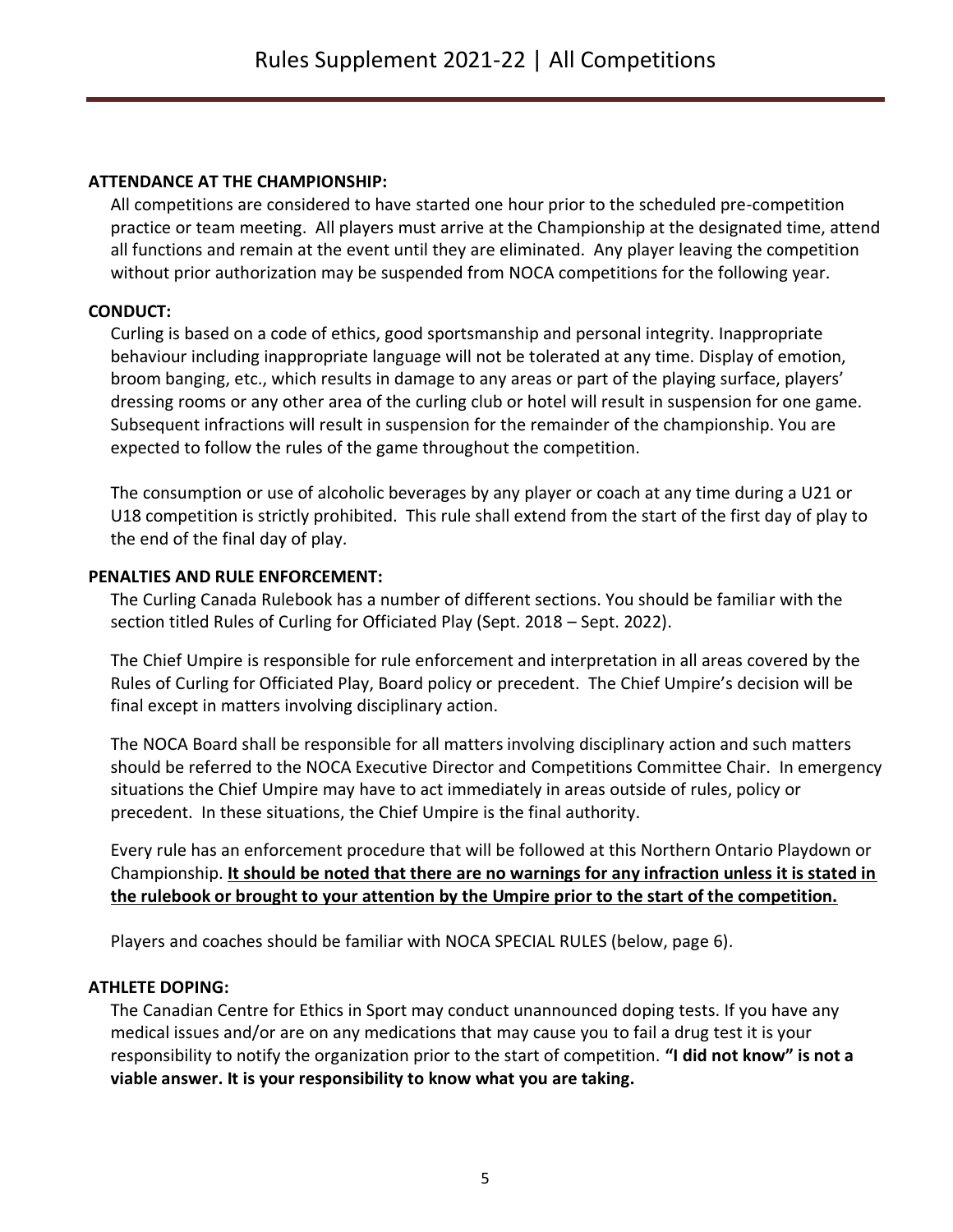## ATTENDANCE AT THE CHAMPIONSHIP:

All competitions are considered to have started one hour prior to the scheduled pre-competition practice or team meeting. All players must arrive at the Championship at the designated time, attend all functions and remain at the event until they are eliminated. Any player leaving the competition without prior authorization may be suspended from NOCA competitions for the following year.

## CONDUCT:

Curling is based on a code of ethics, good sportsmanship and personal integrity. Inappropriate behaviour including inappropriate language will not be tolerated at any time. Display of emotion, broom banging, etc., which results in damage to any areas or part of the playing surface, players' dressing rooms or any other area of the curling club or hotel will result in suspension for one game. Subsequent infractions will result in suspension for the remainder of the championship. You are expected to follow the rules of the game throughout the competition.

The consumption or use of alcoholic beverages by any player or coach at any time during a U21 or U18 competition is strictly prohibited. This rule shall extend from the start of the first day of play to the end of the final day of play.

## PENALTIES AND RULE ENFORCEMENT:

The Curling Canada Rulebook has a number of different sections. You should be familiar with the section titled Rules of Curling for Officiated Play (Sept. 2018 – Sept. 2022).

The Chief Umpire is responsible for rule enforcement and interpretation in all areas covered by the Rules of Curling for Officiated Play, Board policy or precedent. The Chief Umpire's decision will be final except in matters involving disciplinary action.

The NOCA Board shall be responsible for all matters involving disciplinary action and such matters should be referred to the NOCA Executive Director and Competitions Committee Chair. In emergency situations the Chief Umpire may have to act immediately in areas outside of rules, policy or precedent. In these situations, the Chief Umpire is the final authority.

Every rule has an enforcement procedure that will be followed at this Northern Ontario Playdown or Championship. **It should be noted that there are no warnings for any infraction unless it is stated in the rulebook or brought to your attention by the Umpire prior to the start of the competition.**

Players and coaches should be familiar with NOCA SPECIAL RULES (below, page 6).

## ATHLETE DOPING:

The Canadian Centre for Ethics in Sport may conduct unannounced doping tests. If you have any medical issues and/or are on any medications that may cause you to fail a drug test it is your responsibility to notify the organization prior to the start of competition. **"I did not know" is not a viable answer. It is your responsibility to know what you are taking.**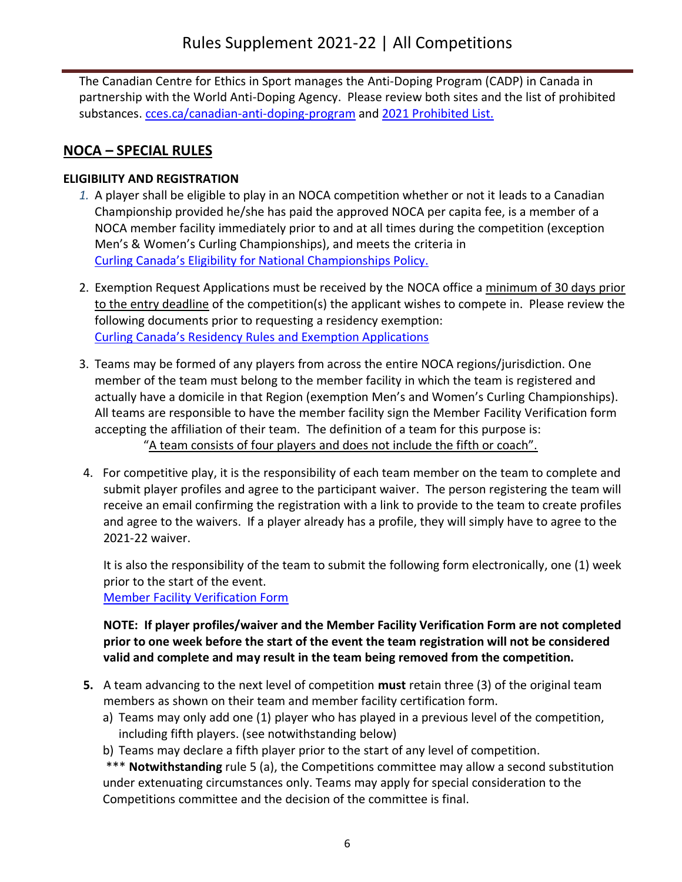The Canadian Centre for Ethics in Sport manages the Anti-Doping Program (CADP) in Canada in partnership with the World Anti-Doping Agency. Please review both sites and the list of prohibited substances. cces.ca/canadian-anti-doping-program and 2021 Prohibited List.

## NOCA – SPECIAL RULES

### ELIGIBILITY AND REGISTRATION

1. A player shall be eligible to play in an NOCA competition whether or not it leads to a Canadian Championship provided he/she has paid the approved NOCA per capita fee, is a member of a NOCA member facility immediately prior to and at all times during the competition (exception Men's & Women's Curling Championships), and meets the criteria in Curling Canada's Eligibility for National Championships Policy.

2. Exemption Request Applications must be received by the NOCA office a minimum of 30 days prior to the entry deadline of the competition(s) the applicant wishes to compete in. Please review the following documents prior to requesting a residency exemption: Curling Canada's Residency Rules and Exemption Applications

3. Teams may be formed of any players from across the entire NOCA regions/jurisdiction. One member of the team must belong to the member facility in which the team is registered and actually have a domicile in that Region (exemption Men's and Women's Curling Championships). All teams are responsible to have the member facility sign the Member Facility Verification form accepting the affiliation of their team. The definition of a team for this purpose is:

   "A team consists of four players and does not include the fifth or coach".

4. For competitive play, it is the responsibility of each team member on the team to complete and submit player profiles and agree to the participant waiver. The person registering the team will receive an email confirming the registration with a link to provide to the team to create profiles and agree to the waivers. If a player already has a profile, they will simply have to agree to the 2021-22 waiver.

   It is also the responsibility of the team to submit the following form electronically, one (1) week prior to the start of the event.
   Member Facility Verification Form

   **NOTE: If player profiles/waiver and the Member Facility Verification Form are not completed prior to one week before the start of the event the team registration will not be considered valid and complete and may result in the team being removed from the competition.**

5. A team advancing to the next level of competition **must** retain three (3) of the original team members as shown on their team and member facility certification form.
   a) Teams may only add one (1) player who has played in a previous level of the competition, including fifth players. (see notwithstanding below)
   b) Teams may declare a fifth player prior to the start of any level of competition.

   *** **Notwithstanding** rule 5 (a), the Competitions committee may allow a second substitution under extenuating circumstances only. Teams may apply for special consideration to the Competitions committee and the decision of the committee is final.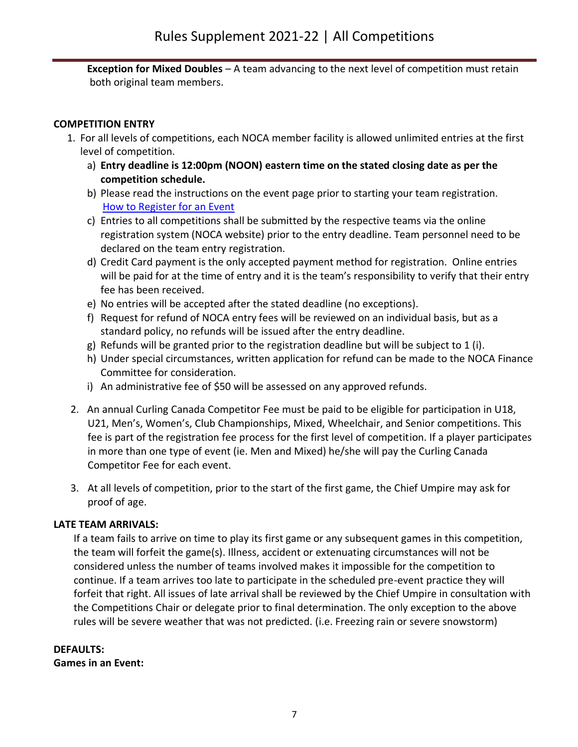**Exception for Mixed Doubles** – A team advancing to the next level of competition must retain both original team members.

**COMPETITION ENTRY**

1. For all levels of competitions, each NOCA member facility is allowed unlimited entries at the first level of competition.
   a) **Entry deadline is 12:00pm (NOON) eastern time on the stated closing date as per the competition schedule.**
   b) Please read the instructions on the event page prior to starting your team registration. [How to Register for an Event]
   c) Entries to all competitions shall be submitted by the respective teams via the online registration system (NOCA website) prior to the entry deadline. Team personnel need to be declared on the team entry registration.
   d) Credit Card payment is the only accepted payment method for registration. Online entries will be paid for at the time of entry and it is the team's responsibility to verify that their entry fee has been received.
   e) No entries will be accepted after the stated deadline (no exceptions).
   f) Request for refund of NOCA entry fees will be reviewed on an individual basis, but as a standard policy, no refunds will be issued after the entry deadline.
   g) Refunds will be granted prior to the registration deadline but will be subject to 1 (i).
   h) Under special circumstances, written application for refund can be made to the NOCA Finance Committee for consideration.
   i) An administrative fee of $50 will be assessed on any approved refunds.

2. An annual Curling Canada Competitor Fee must be paid to be eligible for participation in U18, U21, Men's, Women's, Club Championships, Mixed, Wheelchair, and Senior competitions. This fee is part of the registration fee process for the first level of competition. If a player participates in more than one type of event (ie. Men and Mixed) he/she will pay the Curling Canada Competitor Fee for each event.

3. At all levels of competition, prior to the start of the first game, the Chief Umpire may ask for proof of age.

**LATE TEAM ARRIVALS:**

If a team fails to arrive on time to play its first game or any subsequent games in this competition, the team will forfeit the game(s). Illness, accident or extenuating circumstances will not be considered unless the number of teams involved makes it impossible for the competition to continue. If a team arrives too late to participate in the scheduled pre-event practice they will forfeit that right. All issues of late arrival shall be reviewed by the Chief Umpire in consultation with the Competitions Chair or delegate prior to final determination. The only exception to the above rules will be severe weather that was not predicted. (i.e. Freezing rain or severe snowstorm)

**DEFAULTS:**

**Games in an Event:**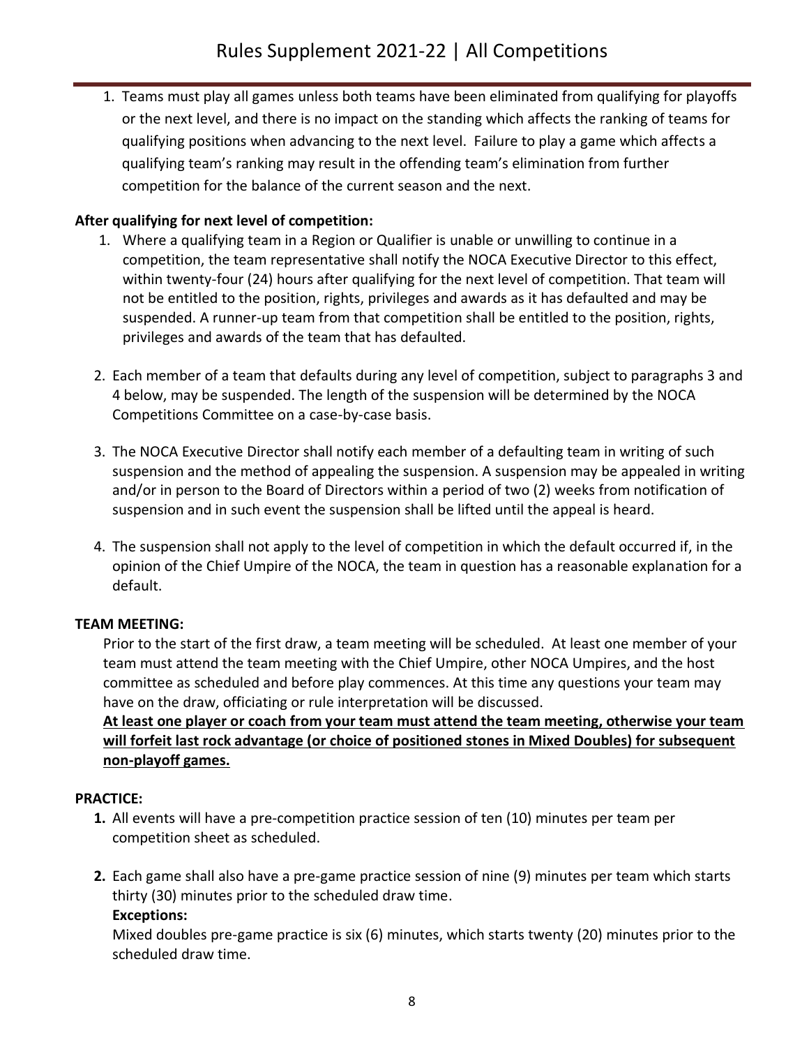1. Teams must play all games unless both teams have been eliminated from qualifying for playoffs or the next level, and there is no impact on the standing which affects the ranking of teams for qualifying positions when advancing to the next level. Failure to play a game which affects a qualifying team's ranking may result in the offending team's elimination from further competition for the balance of the current season and the next.

**After qualifying for next level of competition:**

1. Where a qualifying team in a Region or Qualifier is unable or unwilling to continue in a competition, the team representative shall notify the NOCA Executive Director to this effect, within twenty-four (24) hours after qualifying for the next level of competition. That team will not be entitled to the position, rights, privileges and awards as it has defaulted and may be suspended. A runner-up team from that competition shall be entitled to the position, rights, privileges and awards of the team that has defaulted.

2. Each member of a team that defaults during any level of competition, subject to paragraphs 3 and 4 below, may be suspended. The length of the suspension will be determined by the NOCA Competitions Committee on a case-by-case basis.

3. The NOCA Executive Director shall notify each member of a defaulting team in writing of such suspension and the method of appealing the suspension. A suspension may be appealed in writing and/or in person to the Board of Directors within a period of two (2) weeks from notification of suspension and in such event the suspension shall be lifted until the appeal is heard.

4. The suspension shall not apply to the level of competition in which the default occurred if, in the opinion of the Chief Umpire of the NOCA, the team in question has a reasonable explanation for a default.

**TEAM MEETING:**

Prior to the start of the first draw, a team meeting will be scheduled. At least one member of your team must attend the team meeting with the Chief Umpire, other NOCA Umpires, and the host committee as scheduled and before play commences. At this time any questions your team may have on the draw, officiating or rule interpretation will be discussed.

**At least one player or coach from your team must attend the team meeting, otherwise your team will forfeit last rock advantage (or choice of positioned stones in Mixed Doubles) for subsequent non-playoff games.**

**PRACTICE:**

1. All events will have a pre-competition practice session of ten (10) minutes per team per competition sheet as scheduled.

2. Each game shall also have a pre-game practice session of nine (9) minutes per team which starts thirty (30) minutes prior to the scheduled draw time.

   **Exceptions:**

   Mixed doubles pre-game practice is six (6) minutes, which starts twenty (20) minutes prior to the scheduled draw time.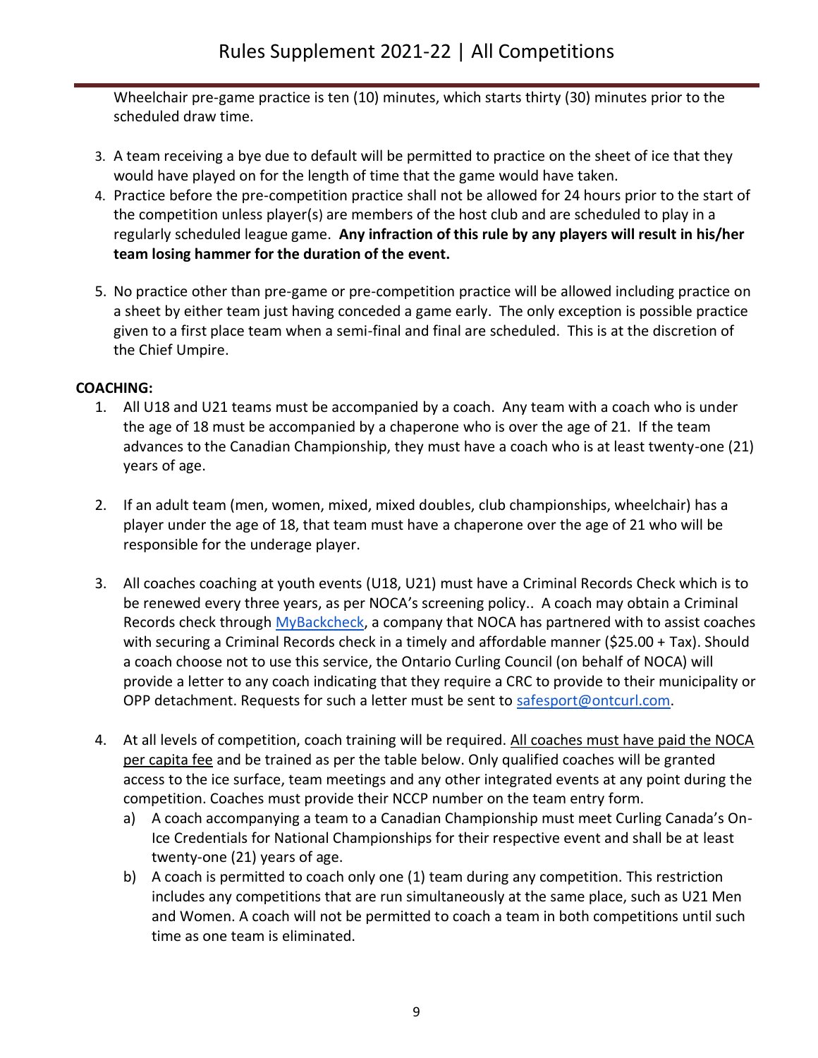Wheelchair pre-game practice is ten (10) minutes, which starts thirty (30) minutes prior to the scheduled draw time.

3. A team receiving a bye due to default will be permitted to practice on the sheet of ice that they would have played on for the length of time that the game would have taken.
4. Practice before the pre-competition practice shall not be allowed for 24 hours prior to the start of the competition unless player(s) are members of the host club and are scheduled to play in a regularly scheduled league game. **Any infraction of this rule by any players will result in his/her team losing hammer for the duration of the event.**
5. No practice other than pre-game or pre-competition practice will be allowed including practice on a sheet by either team just having conceded a game early. The only exception is possible practice given to a first place team when a semi-final and final are scheduled. This is at the discretion of the Chief Umpire.

**COACHING:**

1. All U18 and U21 teams must be accompanied by a coach. Any team with a coach who is under the age of 18 must be accompanied by a chaperone who is over the age of 21. If the team advances to the Canadian Championship, they must have a coach who is at least twenty-one (21) years of age.
2. If an adult team (men, women, mixed, mixed doubles, club championships, wheelchair) has a player under the age of 18, that team must have a chaperone over the age of 21 who will be responsible for the underage player.
3. All coaches coaching at youth events (U18, U21) must have a Criminal Records Check which is to be renewed every three years, as per NOCA's screening policy.. A coach may obtain a Criminal Records check through MyBackcheck, a company that NOCA has partnered with to assist coaches with securing a Criminal Records check in a timely and affordable manner ($25.00 + Tax). Should a coach choose not to use this service, the Ontario Curling Council (on behalf of NOCA) will provide a letter to any coach indicating that they require a CRC to provide to their municipality or OPP detachment. Requests for such a letter must be sent to safesport@ontcurl.com.
4. At all levels of competition, coach training will be required. All coaches must have paid the NOCA per capita fee and be trained as per the table below. Only qualified coaches will be granted access to the ice surface, team meetings and any other integrated events at any point during the competition. Coaches must provide their NCCP number on the team entry form.
   a) A coach accompanying a team to a Canadian Championship must meet Curling Canada's On-Ice Credentials for National Championships for their respective event and shall be at least twenty-one (21) years of age.
   b) A coach is permitted to coach only one (1) team during any competition. This restriction includes any competitions that are run simultaneously at the same place, such as U21 Men and Women. A coach will not be permitted to coach a team in both competitions until such time as one team is eliminated.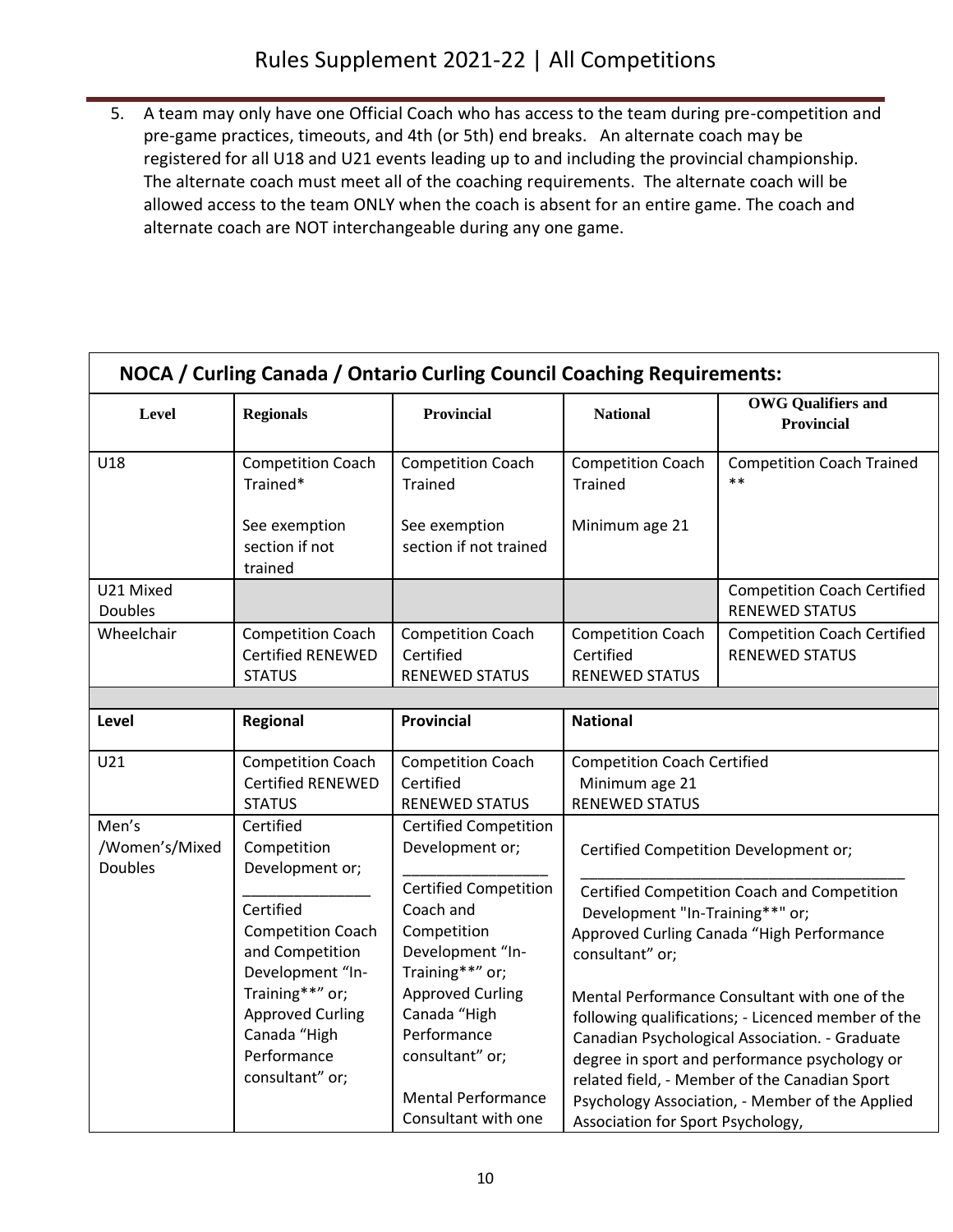5. A team may only have one Official Coach who has access to the team during pre-competition and pre-game practices, timeouts, and 4th (or 5th) end breaks. An alternate coach may be registered for all U18 and U21 events leading up to and including the provincial championship. The alternate coach must meet all of the coaching requirements. The alternate coach will be allowed access to the team ONLY when the coach is absent for an entire game. The coach and alternate coach are NOT interchangeable during any one game.

**NOCA / Curling Canada / Ontario Curling Council Coaching Requirements:**

| Level | Regionals | Provincial | National | OWG Qualifiers and Provincial |
|---|---|---|---|---|
| U18 | Competition Coach Trained*<br><br>See exemption section if not trained | Competition Coach Trained<br><br>See exemption section if not trained | Competition Coach Trained<br><br>Minimum age 21 | Competition Coach Trained ** |
| U21 Mixed Doubles | | | | Competition Coach Certified RENEWED STATUS |
| Wheelchair | Competition Coach Certified RENEWED STATUS | Competition Coach Certified RENEWED STATUS | Competition Coach Certified RENEWED STATUS | Competition Coach Certified RENEWED STATUS |

| Level | Regional | Provincial | National |
|---|---|---|---|
| U21 | Competition Coach Certified RENEWED STATUS | Competition Coach Certified RENEWED STATUS | Competition Coach Certified<br>Minimum age 21<br>RENEWED STATUS |
| Men's /Women's/Mixed Doubles | Certified Competition Development or;<br>_______________<br>Certified Competition Coach and Competition Development "In-Training**" or;<br>Approved Curling Canada "High Performance consultant" or; | Certified Competition Development or;<br>_______________<br>Certified Competition Coach and Competition Development "In-Training**" or;<br>Approved Curling Canada "High Performance consultant" or;<br><br>Mental Performance Consultant with one | Certified Competition Development or;<br>_______________<br>Certified Competition Coach and Competition Development "In-Training**" or;<br>Approved Curling Canada "High Performance consultant" or;<br><br>Mental Performance Consultant with one of the following qualifications; - Licenced member of the Canadian Psychological Association. - Graduate degree in sport and performance psychology or related field, - Member of the Canadian Sport Psychology Association, - Member of the Applied Association for Sport Psychology, |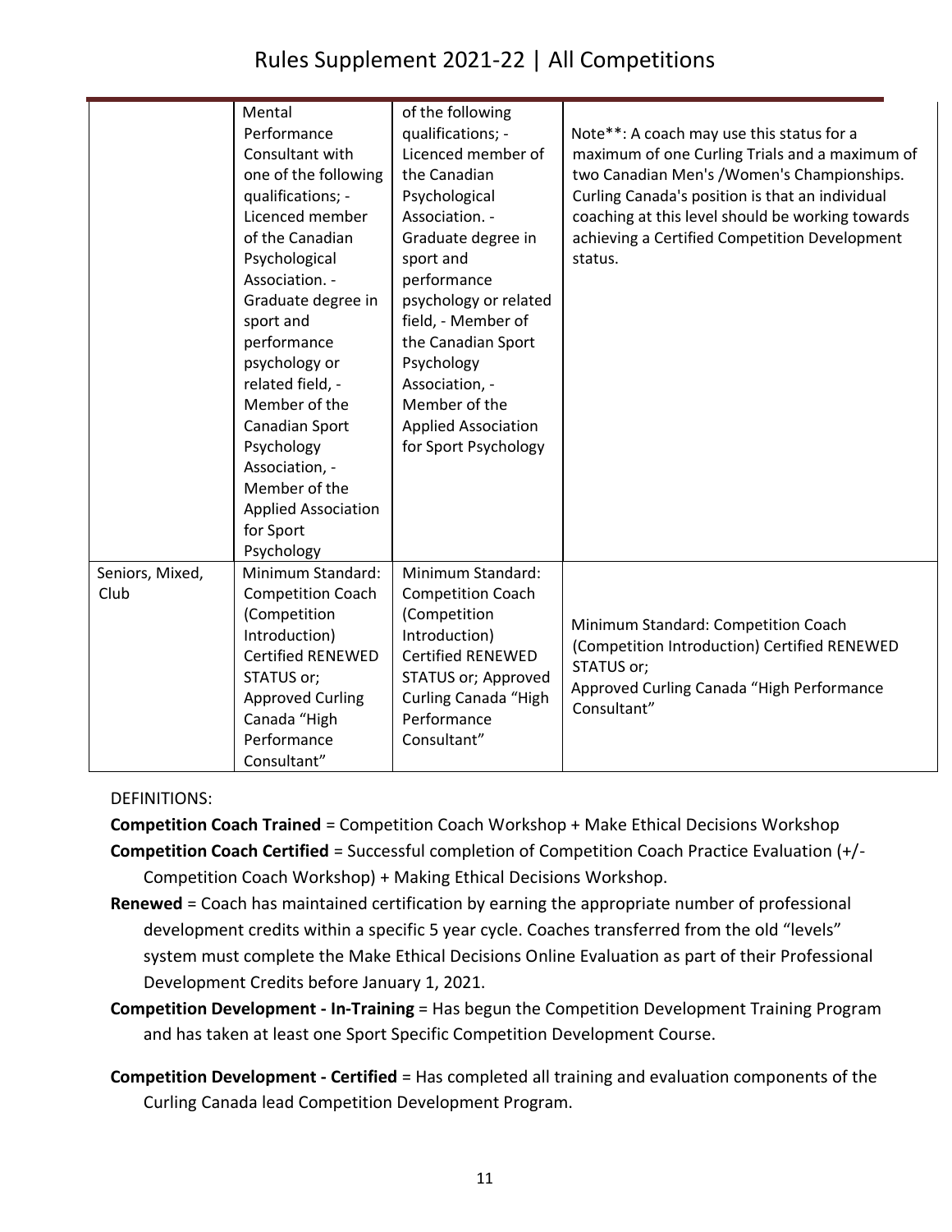| | | | |
|---|---|---|---|
| | Mental Performance Consultant with one of the following qualifications; - Licenced member of the Canadian Psychological Association. - Graduate degree in sport and performance psychology or related field, - Member of the Canadian Sport Psychology Association, - Member of the Applied Association for Sport Psychology | of the following qualifications; - Licenced member of the Canadian Psychological Association. - Graduate degree in sport and performance psychology or related field, - Member of the Canadian Sport Psychology Association, - Member of the Applied Association for Sport Psychology | Note**: A coach may use this status for a maximum of one Curling Trials and a maximum of two Canadian Men's /Women's Championships. Curling Canada's position is that an individual coaching at this level should be working towards achieving a Certified Competition Development status. |
| Seniors, Mixed, Club | Minimum Standard: Competition Coach (Competition Introduction) Certified RENEWED STATUS or; Approved Curling Canada "High Performance Consultant" | Minimum Standard: Competition Coach (Competition Introduction) Certified RENEWED STATUS or; Approved Curling Canada "High Performance Consultant" | Minimum Standard: Competition Coach (Competition Introduction) Certified RENEWED STATUS or; Approved Curling Canada "High Performance Consultant" |

DEFINITIONS:

**Competition Coach Trained** = Competition Coach Workshop + Make Ethical Decisions Workshop

**Competition Coach Certified** = Successful completion of Competition Coach Practice Evaluation (+/- Competition Coach Workshop) + Making Ethical Decisions Workshop.

**Renewed** = Coach has maintained certification by earning the appropriate number of professional development credits within a specific 5 year cycle. Coaches transferred from the old "levels" system must complete the Make Ethical Decisions Online Evaluation as part of their Professional Development Credits before January 1, 2021.

**Competition Development - In-Training** = Has begun the Competition Development Training Program and has taken at least one Sport Specific Competition Development Course.

**Competition Development - Certified** = Has completed all training and evaluation components of the Curling Canada lead Competition Development Program.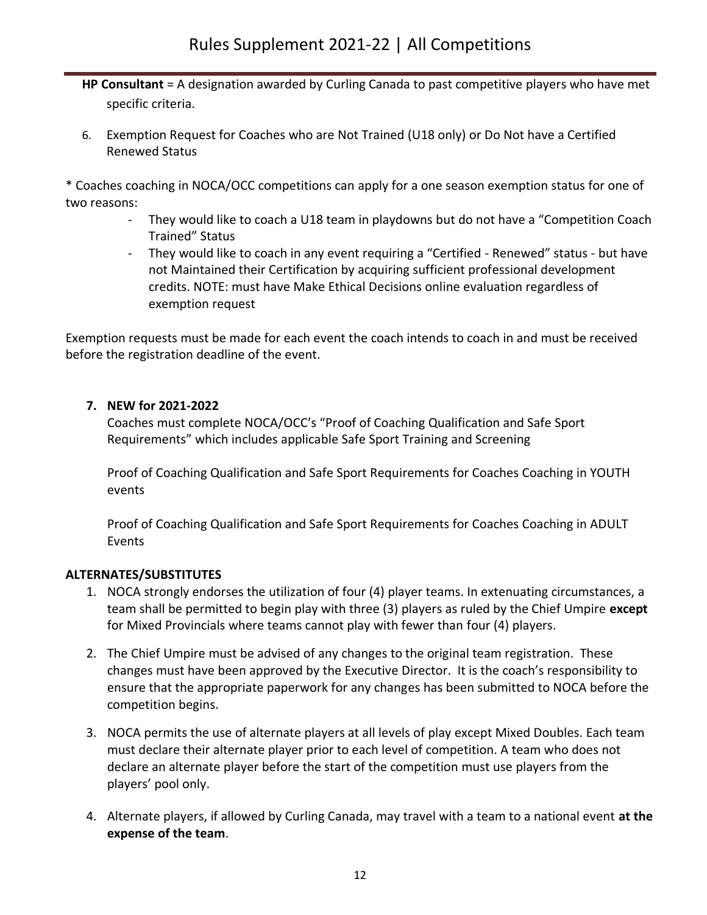**HP Consultant** = A designation awarded by Curling Canada to past competitive players who have met specific criteria.

6. Exemption Request for Coaches who are Not Trained (U18 only) or Do Not have a Certified Renewed Status

* Coaches coaching in NOCA/OCC competitions can apply for a one season exemption status for one of two reasons:

- They would like to coach a U18 team in playdowns but do not have a "Competition Coach Trained" Status
- They would like to coach in any event requiring a "Certified - Renewed" status - but have not Maintained their Certification by acquiring sufficient professional development credits. NOTE: must have Make Ethical Decisions online evaluation regardless of exemption request

Exemption requests must be made for each event the coach intends to coach in and must be received before the registration deadline of the event.

7. **NEW for 2021-2022**

   Coaches must complete NOCA/OCC's "Proof of Coaching Qualification and Safe Sport Requirements" which includes applicable Safe Sport Training and Screening

   Proof of Coaching Qualification and Safe Sport Requirements for Coaches Coaching in YOUTH events

   Proof of Coaching Qualification and Safe Sport Requirements for Coaches Coaching in ADULT Events

**ALTERNATES/SUBSTITUTES**

1. NOCA strongly endorses the utilization of four (4) player teams. In extenuating circumstances, a team shall be permitted to begin play with three (3) players as ruled by the Chief Umpire **except** for Mixed Provincials where teams cannot play with fewer than four (4) players.
2. The Chief Umpire must be advised of any changes to the original team registration. These changes must have been approved by the Executive Director. It is the coach's responsibility to ensure that the appropriate paperwork for any changes has been submitted to NOCA before the competition begins.
3. NOCA permits the use of alternate players at all levels of play except Mixed Doubles. Each team must declare their alternate player prior to each level of competition. A team who does not declare an alternate player before the start of the competition must use players from the players' pool only.
4. Alternate players, if allowed by Curling Canada, may travel with a team to a national event **at the expense of the team**.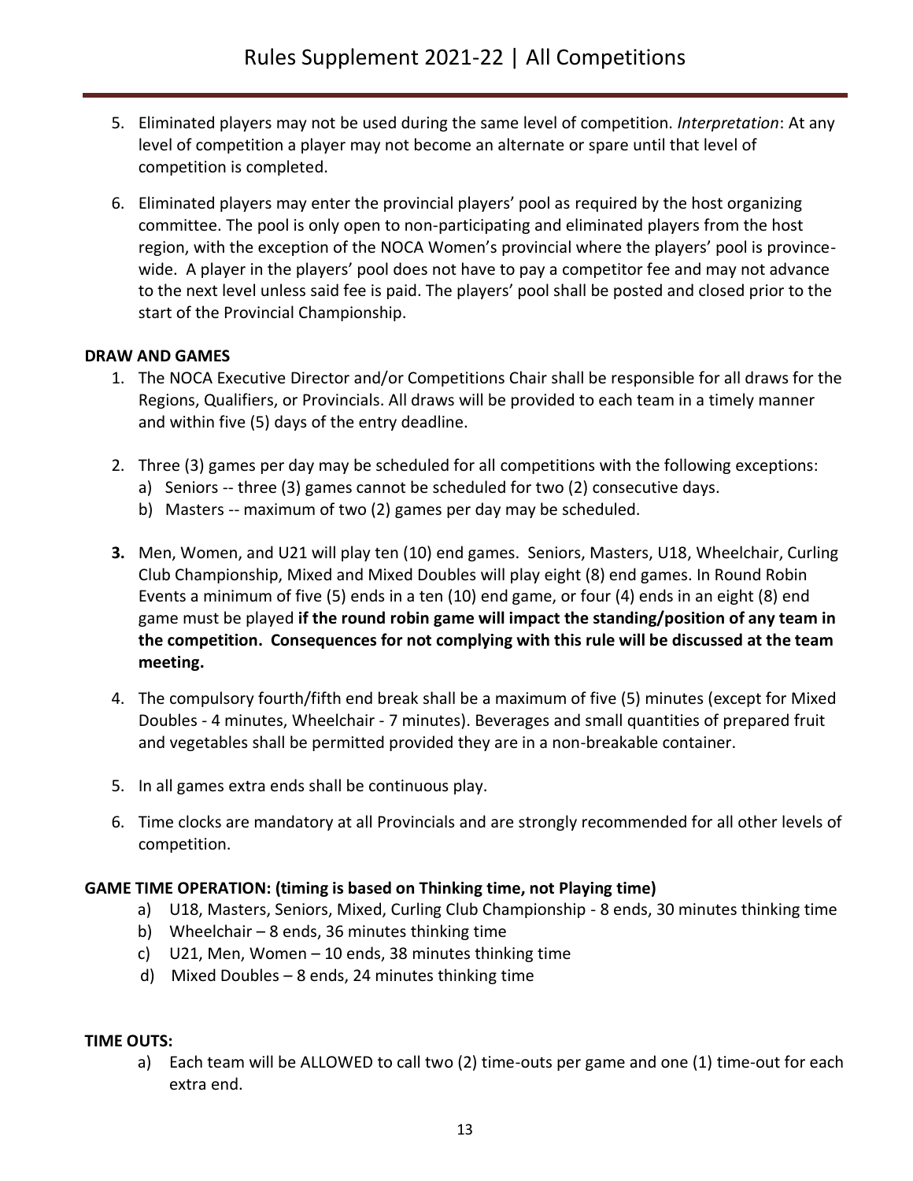5. Eliminated players may not be used during the same level of competition. *Interpretation*: At any level of competition a player may not become an alternate or spare until that level of competition is completed.

6. Eliminated players may enter the provincial players' pool as required by the host organizing committee. The pool is only open to non-participating and eliminated players from the host region, with the exception of the NOCA Women's provincial where the players' pool is province-wide. A player in the players' pool does not have to pay a competitor fee and may not advance to the next level unless said fee is paid. The players' pool shall be posted and closed prior to the start of the Provincial Championship.

**DRAW AND GAMES**

1. The NOCA Executive Director and/or Competitions Chair shall be responsible for all draws for the Regions, Qualifiers, or Provincials. All draws will be provided to each team in a timely manner and within five (5) days of the entry deadline.

2. Three (3) games per day may be scheduled for all competitions with the following exceptions:
   a) Seniors -- three (3) games cannot be scheduled for two (2) consecutive days.
   b) Masters -- maximum of two (2) games per day may be scheduled.

3. Men, Women, and U21 will play ten (10) end games. Seniors, Masters, U18, Wheelchair, Curling Club Championship, Mixed and Mixed Doubles will play eight (8) end games. In Round Robin Events a minimum of five (5) ends in a ten (10) end game, or four (4) ends in an eight (8) end game must be played **if the round robin game will impact the standing/position of any team in the competition. Consequences for not complying with this rule will be discussed at the team meeting.**

4. The compulsory fourth/fifth end break shall be a maximum of five (5) minutes (except for Mixed Doubles - 4 minutes, Wheelchair - 7 minutes). Beverages and small quantities of prepared fruit and vegetables shall be permitted provided they are in a non-breakable container.

5. In all games extra ends shall be continuous play.

6. Time clocks are mandatory at all Provincials and are strongly recommended for all other levels of competition.

**GAME TIME OPERATION: (timing is based on Thinking time, not Playing time)**

a) U18, Masters, Seniors, Mixed, Curling Club Championship - 8 ends, 30 minutes thinking time
b) Wheelchair – 8 ends, 36 minutes thinking time
c) U21, Men, Women – 10 ends, 38 minutes thinking time
d) Mixed Doubles – 8 ends, 24 minutes thinking time

**TIME OUTS:**

a) Each team will be ALLOWED to call two (2) time-outs per game and one (1) time-out for each extra end.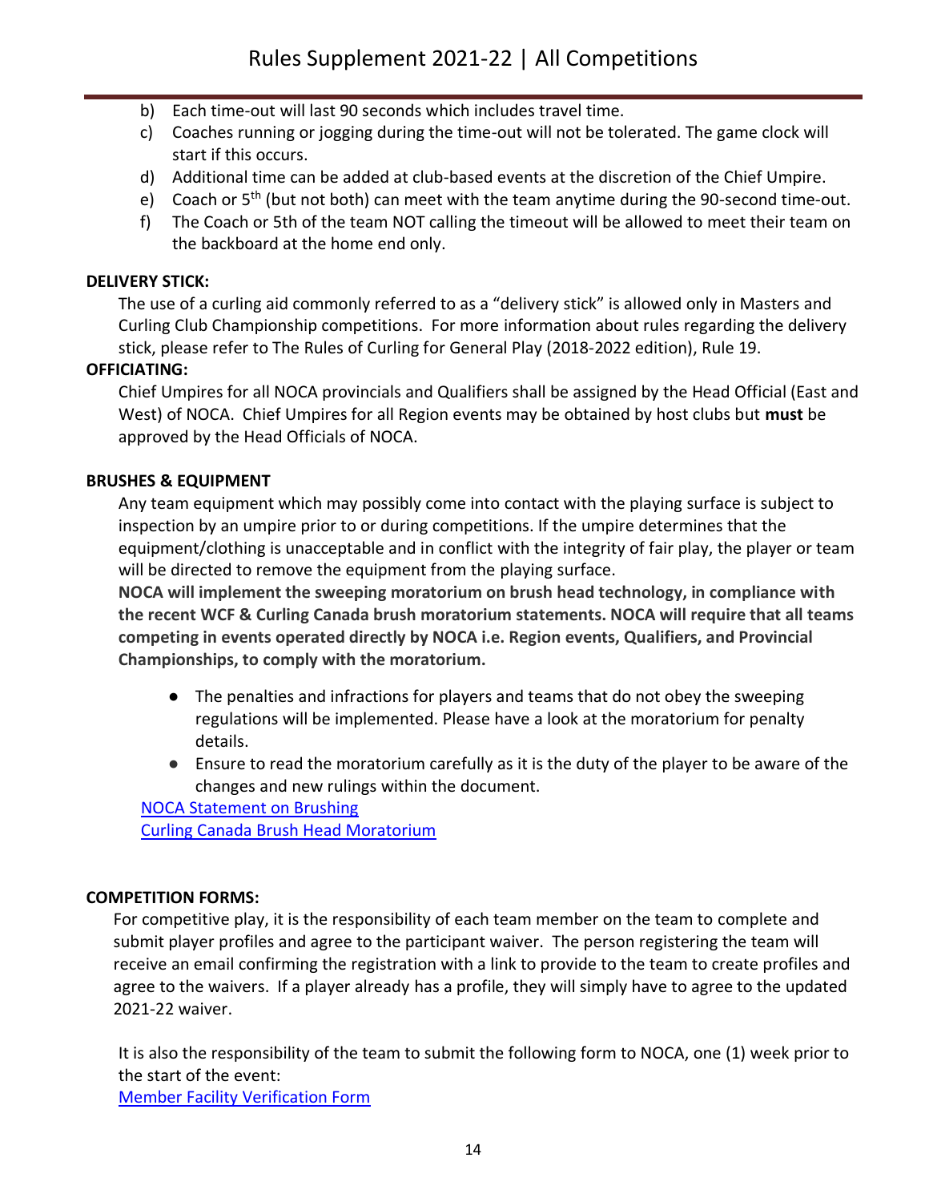b) Each time-out will last 90 seconds which includes travel time.
c) Coaches running or jogging during the time-out will not be tolerated. The game clock will start if this occurs.
d) Additional time can be added at club-based events at the discretion of the Chief Umpire.
e) Coach or 5th (but not both) can meet with the team anytime during the 90-second time-out.
f) The Coach or 5th of the team NOT calling the timeout will be allowed to meet their team on the backboard at the home end only.

**DELIVERY STICK:**

The use of a curling aid commonly referred to as a "delivery stick" is allowed only in Masters and Curling Club Championship competitions. For more information about rules regarding the delivery stick, please refer to The Rules of Curling for General Play (2018-2022 edition), Rule 19.

**OFFICIATING:**

Chief Umpires for all NOCA provincials and Qualifiers shall be assigned by the Head Official (East and West) of NOCA. Chief Umpires for all Region events may be obtained by host clubs but **must** be approved by the Head Officials of NOCA.

**BRUSHES & EQUIPMENT**

Any team equipment which may possibly come into contact with the playing surface is subject to inspection by an umpire prior to or during competitions. If the umpire determines that the equipment/clothing is unacceptable and in conflict with the integrity of fair play, the player or team will be directed to remove the equipment from the playing surface.

**NOCA will implement the sweeping moratorium on brush head technology, in compliance with the recent WCF & Curling Canada brush moratorium statements. NOCA will require that all teams competing in events operated directly by NOCA i.e. Region events, Qualifiers, and Provincial Championships, to comply with the moratorium.**

- The penalties and infractions for players and teams that do not obey the sweeping regulations will be implemented. Please have a look at the moratorium for penalty details.
- Ensure to read the moratorium carefully as it is the duty of the player to be aware of the changes and new rulings within the document.

NOCA Statement on Brushing
Curling Canada Brush Head Moratorium

**COMPETITION FORMS:**

For competitive play, it is the responsibility of each team member on the team to complete and submit player profiles and agree to the participant waiver. The person registering the team will receive an email confirming the registration with a link to provide to the team to create profiles and agree to the waivers. If a player already has a profile, they will simply have to agree to the updated 2021-22 waiver.

It is also the responsibility of the team to submit the following form to NOCA, one (1) week prior to the start of the event:
Member Facility Verification Form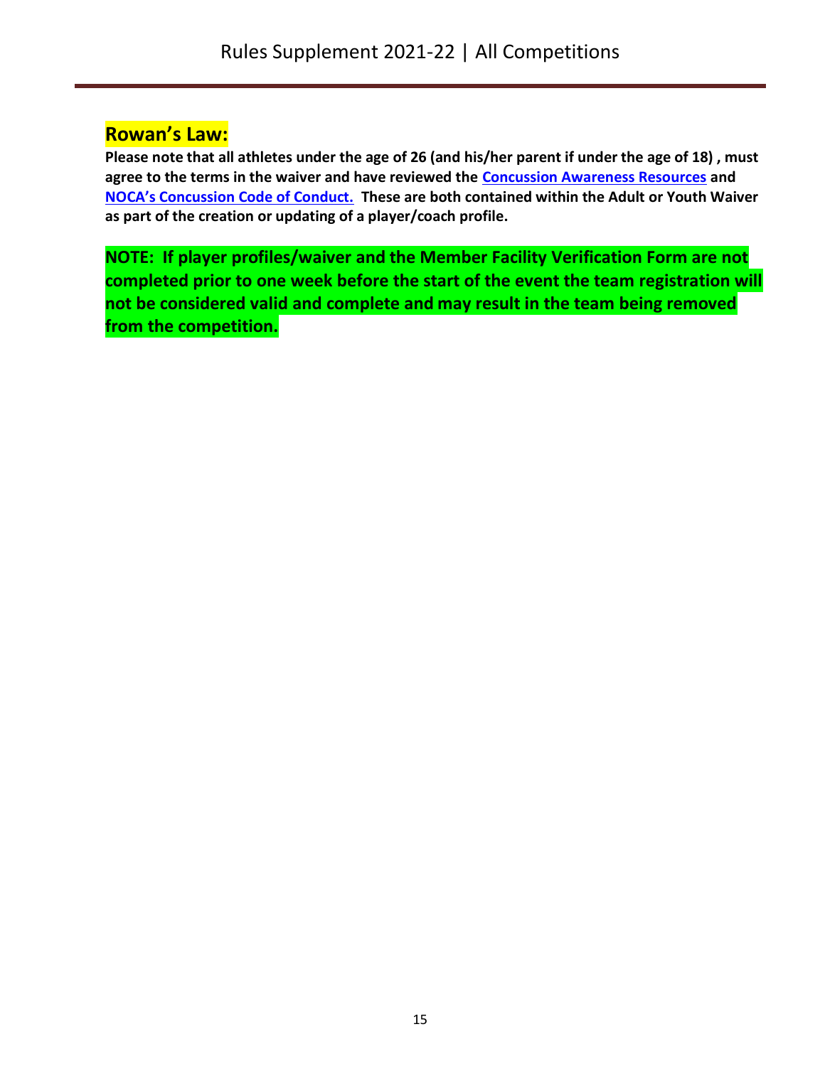## Rowan's Law:

**Please note that all athletes under the age of 26 (and his/her parent if under the age of 18) , must agree to the terms in the waiver and have reviewed the Concussion Awareness Resources and NOCA's Concussion Code of Conduct. These are both contained within the Adult or Youth Waiver as part of the creation or updating of a player/coach profile.**

**NOTE: If player profiles/waiver and the Member Facility Verification Form are not completed prior to one week before the start of the event the team registration will not be considered valid and complete and may result in the team being removed from the competition.**